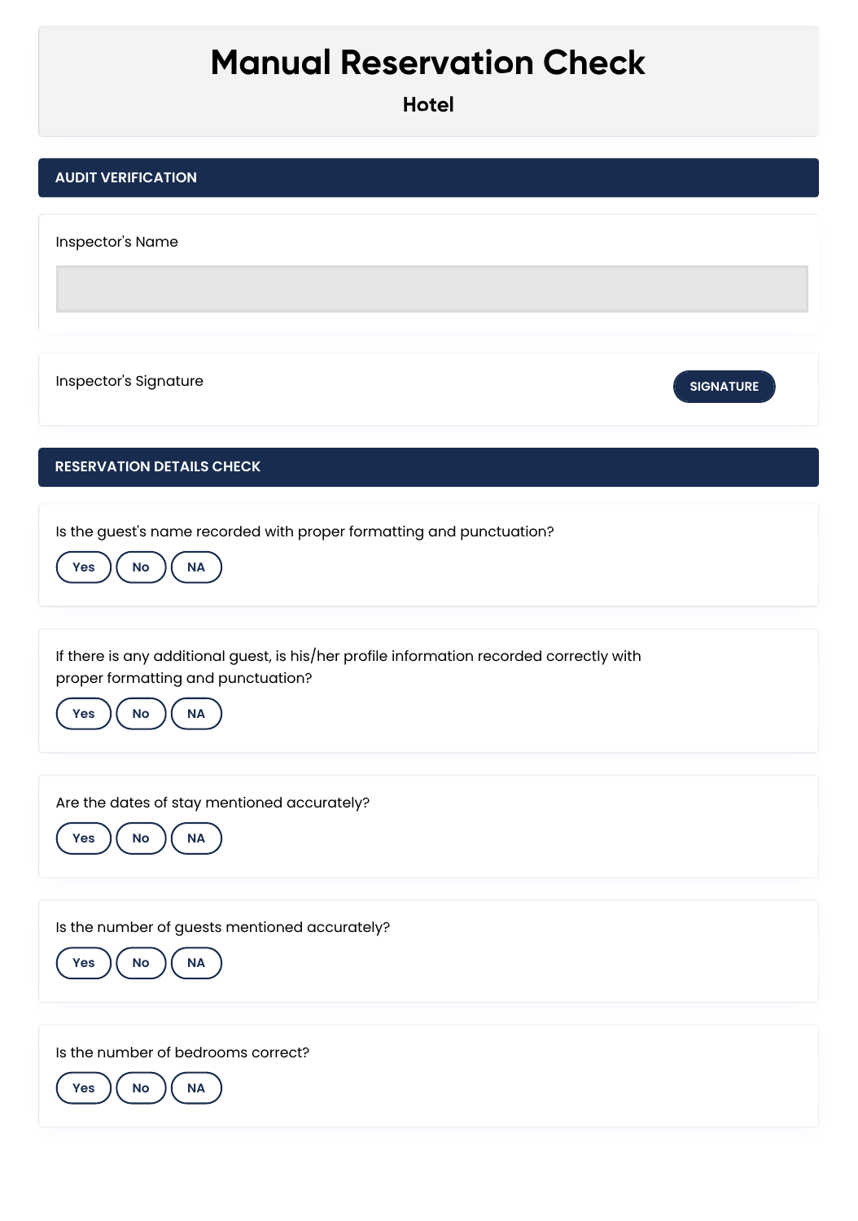# Manual Reservation Check

**Hotel**

## AUDIT VERIFICATION

Inspector's Name

Inspector's Signature

SIGNATURE

## RESERVATION DETAILS CHECK

Is the guest's name recorded with proper formatting and punctuation?

Yes | No | NA

If there is any additional guest, is his/her profile information recorded correctly with proper formatting and punctuation?

Yes | No | NA

Are the dates of stay mentioned accurately?

Yes | No | NA

Is the number of guests mentioned accurately?

Yes | No | NA

Is the number of bedrooms correct?

Yes | No | NA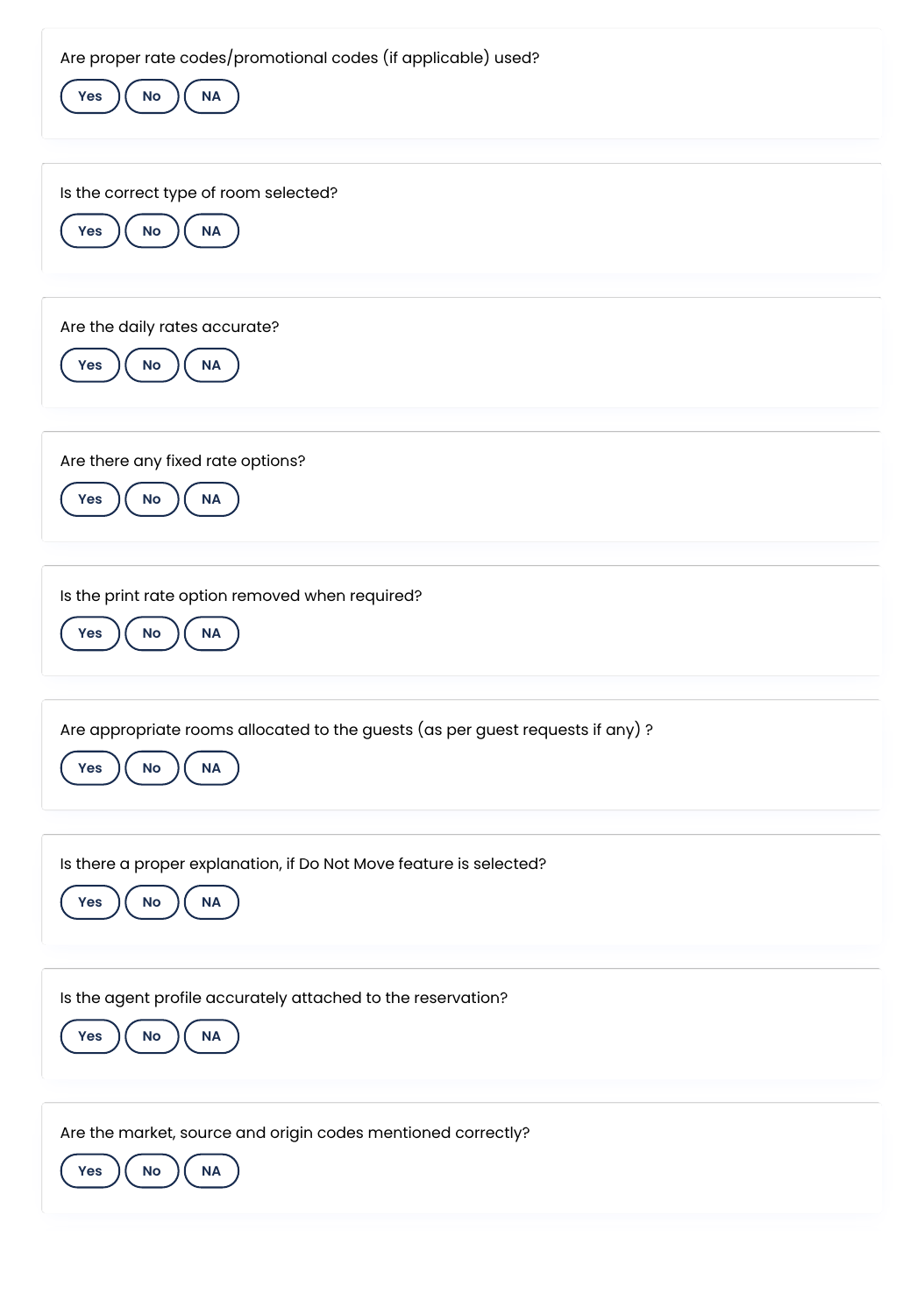Are proper rate codes/promotional codes (if applicable) used?

Yes No NA

Is the correct type of room selected?

Yes No NA

Are the daily rates accurate?

Yes No NA

Are there any fixed rate options?

Yes No NA

Is the print rate option removed when required?

Yes No NA

Are appropriate rooms allocated to the guests (as per guest requests if any) ?

Yes No NA

Is there a proper explanation, if Do Not Move feature is selected?

Yes No NA

Is the agent profile accurately attached to the reservation?

Yes No NA

Are the market, source and origin codes mentioned correctly?

Yes No NA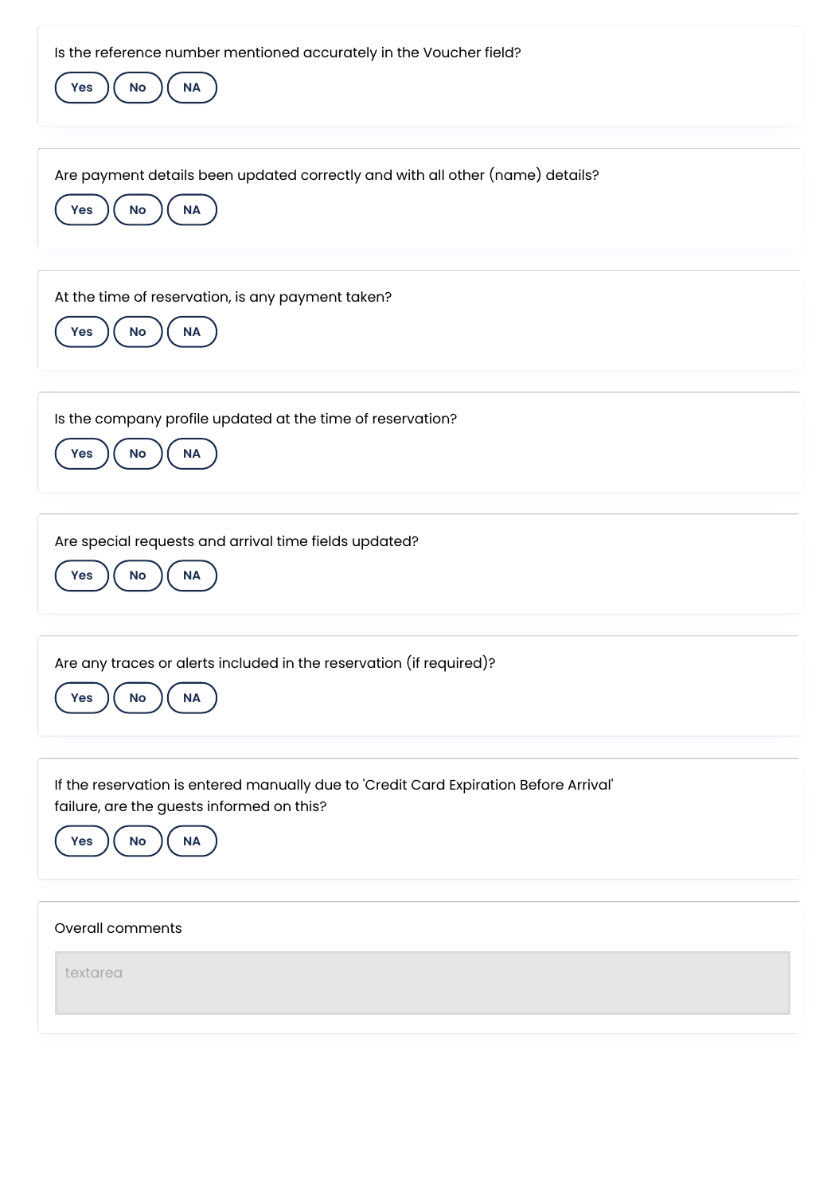Is the reference number mentioned accurately in the Voucher field?

Yes No NA

Are payment details been updated correctly and with all other (name) details?

Yes No NA

At the time of reservation, is any payment taken?

Yes No NA

Is the company profile updated at the time of reservation?

Yes No NA

Are special requests and arrival time fields updated?

Yes No NA

Are any traces or alerts included in the reservation (if required)?

Yes No NA

If the reservation is entered manually due to 'Credit Card Expiration Before Arrival' failure, are the guests informed on this?

Yes No NA

Overall comments

textarea